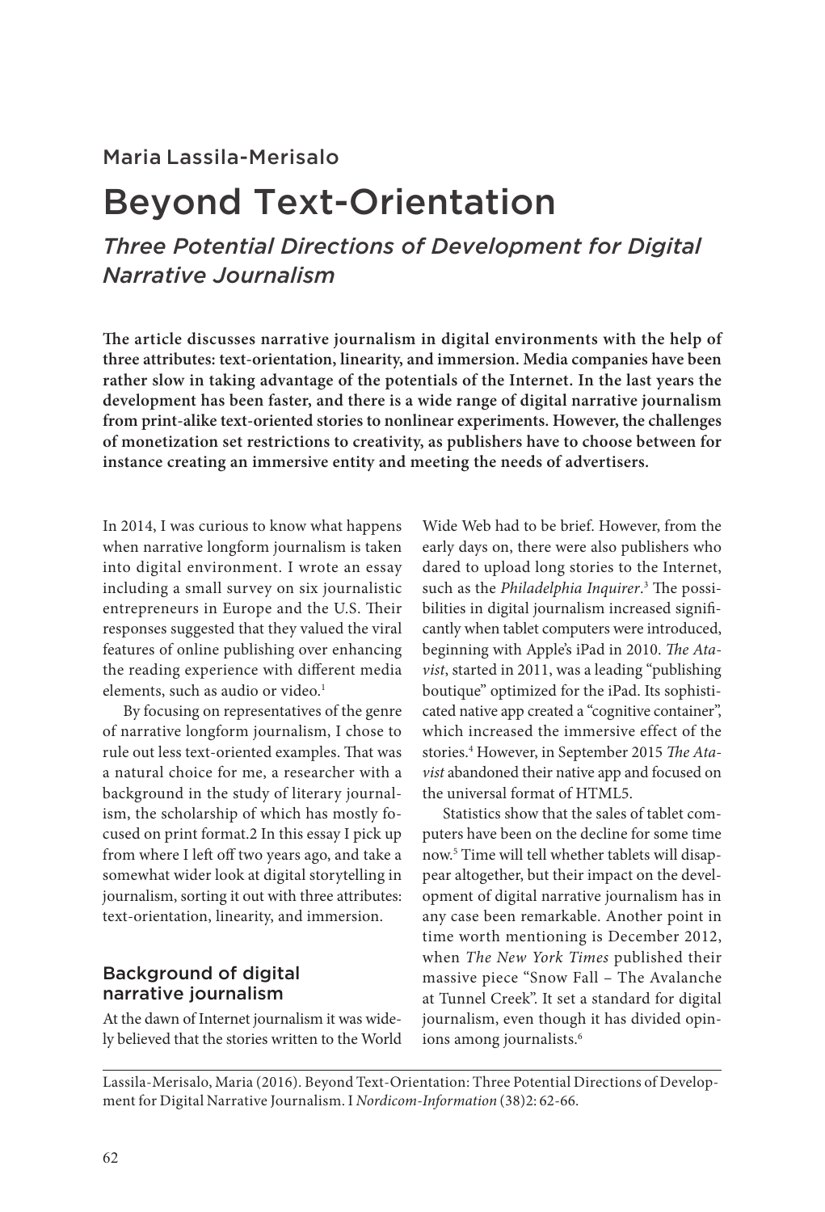Maria Lassila-Merisalo

# Beyond Text-Orientation

## *Three Potential Directions of Development for Digital Narrative Journalism*

**The article discusses narrative journalism in digital environments with the help of three attributes: text-orientation, linearity, and immersion. Media companies have been rather slow in taking advantage of the potentials of the Internet. In the last years the development has been faster, and there is a wide range of digital narrative journalism from print-alike text-oriented stories to nonlinear experiments. However, the challenges of monetization set restrictions to creativity, as publishers have to choose between for instance creating an immersive entity and meeting the needs of advertisers.**

In 2014, I was curious to know what happens when narrative longform journalism is taken into digital environment. I wrote an essay including a small survey on six journalistic entrepreneurs in Europe and the U.S. Their responses suggested that they valued the viral features of online publishing over enhancing the reading experience with different media elements, such as audio or video.[1]

By focusing on representatives of the genre of narrative longform journalism, I chose to rule out less text-oriented examples. That was a natural choice for me, a researcher with a background in the study of literary journalism, the scholarship of which has mostly focused on print format.2 In this essay I pick up from where I left off two years ago, and take a somewhat wider look at digital storytelling in journalism, sorting it out with three attributes: text-orientation, linearity, and immersion.

### Background of digital narrative journalism

At the dawn of Internet journalism it was widely believed that the stories written to the World Wide Web had to be brief. However, from the early days on, there were also publishers who dared to upload long stories to the Internet, such as the *Philadelphia Inquirer*.[3] The possibilities in digital journalism increased significantly when tablet computers were introduced, beginning with Apple's iPad in 2010. *The Atavist*, started in 2011, was a leading "publishing boutique" optimized for the iPad. Its sophisticated native app created a "cognitive container", which increased the immersive effect of the stories.[4] However, in September 2015 *The Atavist* abandoned their native app and focused on the universal format of HTML5.

Statistics show that the sales of tablet computers have been on the decline for some time now.[5] Time will tell whether tablets will disappear altogether, but their impact on the development of digital narrative journalism has in any case been remarkable. Another point in time worth mentioning is December 2012, when *The New York Times* published their massive piece "Snow Fall – The Avalanche at Tunnel Creek". It set a standard for digital journalism, even though it has divided opinions among journalists.[6]

Lassila-Merisalo, Maria (2016). Beyond Text-Orientation: Three Potential Directions of Development for Digital Narrative Journalism. I *Nordicom-Information* (38)2: 62-66.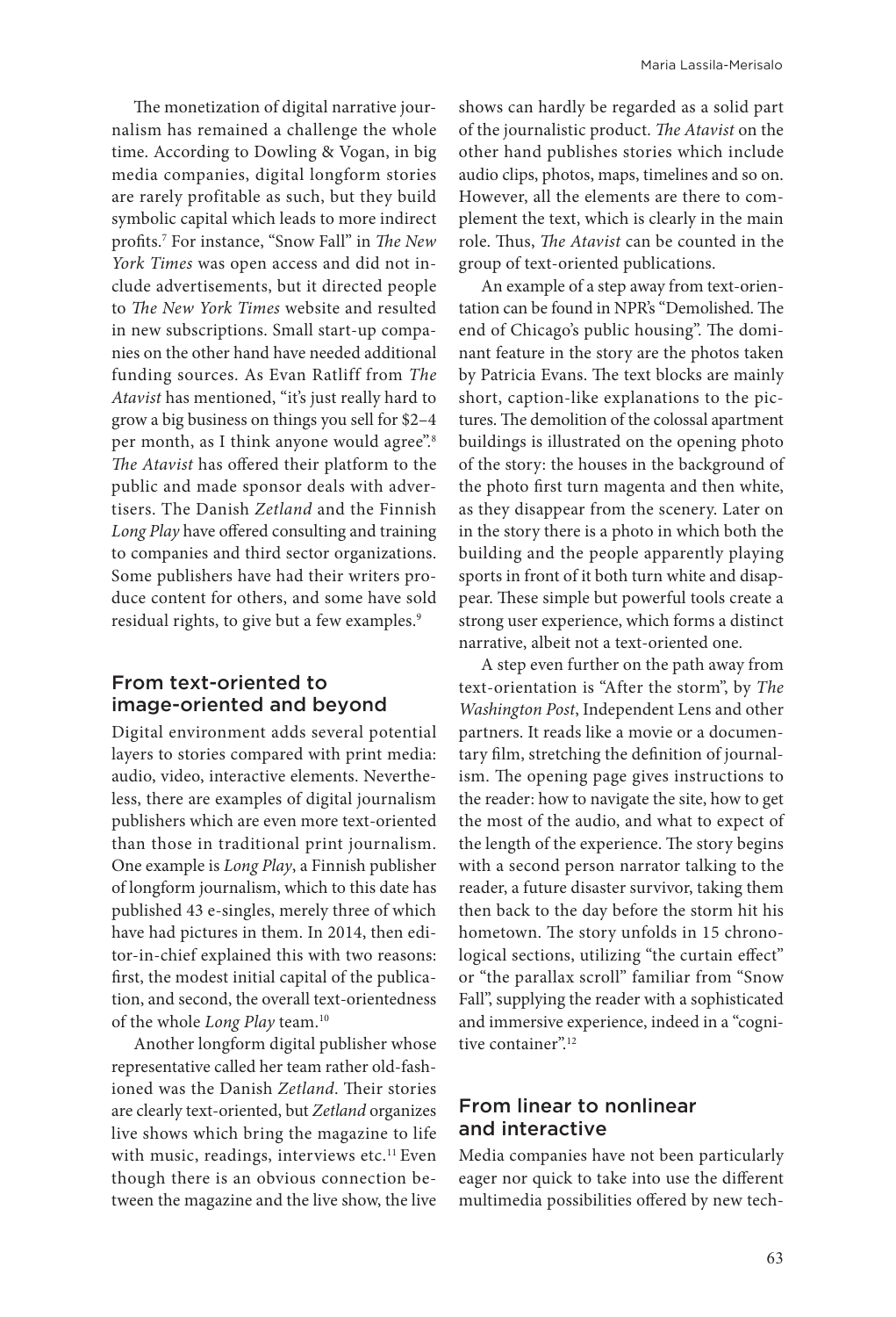The monetization of digital narrative journalism has remained a challenge the whole time. According to Dowling & Vogan, in big media companies, digital longform stories are rarely profitable as such, but they build symbolic capital which leads to more indirect profits.[7] For instance, "Snow Fall" in *The New York Times* was open access and did not include advertisements, but it directed people to *The New York Times* website and resulted in new subscriptions. Small start-up companies on the other hand have needed additional funding sources. As Evan Ratliff from *The Atavist* has mentioned, "it's just really hard to grow a big business on things you sell for $2–4 per month, as I think anyone would agree".[8] *The Atavist* has offered their platform to the public and made sponsor deals with advertisers. The Danish *Zetland* and the Finnish *Long Play* have offered consulting and training to companies and third sector organizations. Some publishers have had their writers produce content for others, and some have sold residual rights, to give but a few examples.[9]

## From text-oriented to image-oriented and beyond

Digital environment adds several potential layers to stories compared with print media: audio, video, interactive elements. Nevertheless, there are examples of digital journalism publishers which are even more text-oriented than those in traditional print journalism. One example is *Long Play*, a Finnish publisher of longform journalism, which to this date has published 43 e-singles, merely three of which have had pictures in them. In 2014, then editor-in-chief explained this with two reasons: first, the modest initial capital of the publication, and second, the overall text-orientedness of the whole *Long Play* team.[10]

Another longform digital publisher whose representative called her team rather old-fashioned was the Danish *Zetland*. Their stories are clearly text-oriented, but *Zetland* organizes live shows which bring the magazine to life with music, readings, interviews etc.[11] Even though there is an obvious connection between the magazine and the live show, the live shows can hardly be regarded as a solid part of the journalistic product. *The Atavist* on the other hand publishes stories which include audio clips, photos, maps, timelines and so on. However, all the elements are there to complement the text, which is clearly in the main role. Thus, *The Atavist* can be counted in the group of text-oriented publications.

An example of a step away from text-orientation can be found in NPR's "Demolished. The end of Chicago's public housing". The dominant feature in the story are the photos taken by Patricia Evans. The text blocks are mainly short, caption-like explanations to the pictures. The demolition of the colossal apartment buildings is illustrated on the opening photo of the story: the houses in the background of the photo first turn magenta and then white, as they disappear from the scenery. Later on in the story there is a photo in which both the building and the people apparently playing sports in front of it both turn white and disappear. These simple but powerful tools create a strong user experience, which forms a distinct narrative, albeit not a text-oriented one.

A step even further on the path away from text-orientation is "After the storm", by *The Washington Post*, Independent Lens and other partners. It reads like a movie or a documentary film, stretching the definition of journalism. The opening page gives instructions to the reader: how to navigate the site, how to get the most of the audio, and what to expect of the length of the experience. The story begins with a second person narrator talking to the reader, a future disaster survivor, taking them then back to the day before the storm hit his hometown. The story unfolds in 15 chronological sections, utilizing "the curtain effect" or "the parallax scroll" familiar from "Snow Fall", supplying the reader with a sophisticated and immersive experience, indeed in a "cognitive container".[12]

## From linear to nonlinear and interactive

Media companies have not been particularly eager nor quick to take into use the different multimedia possibilities offered by new tech-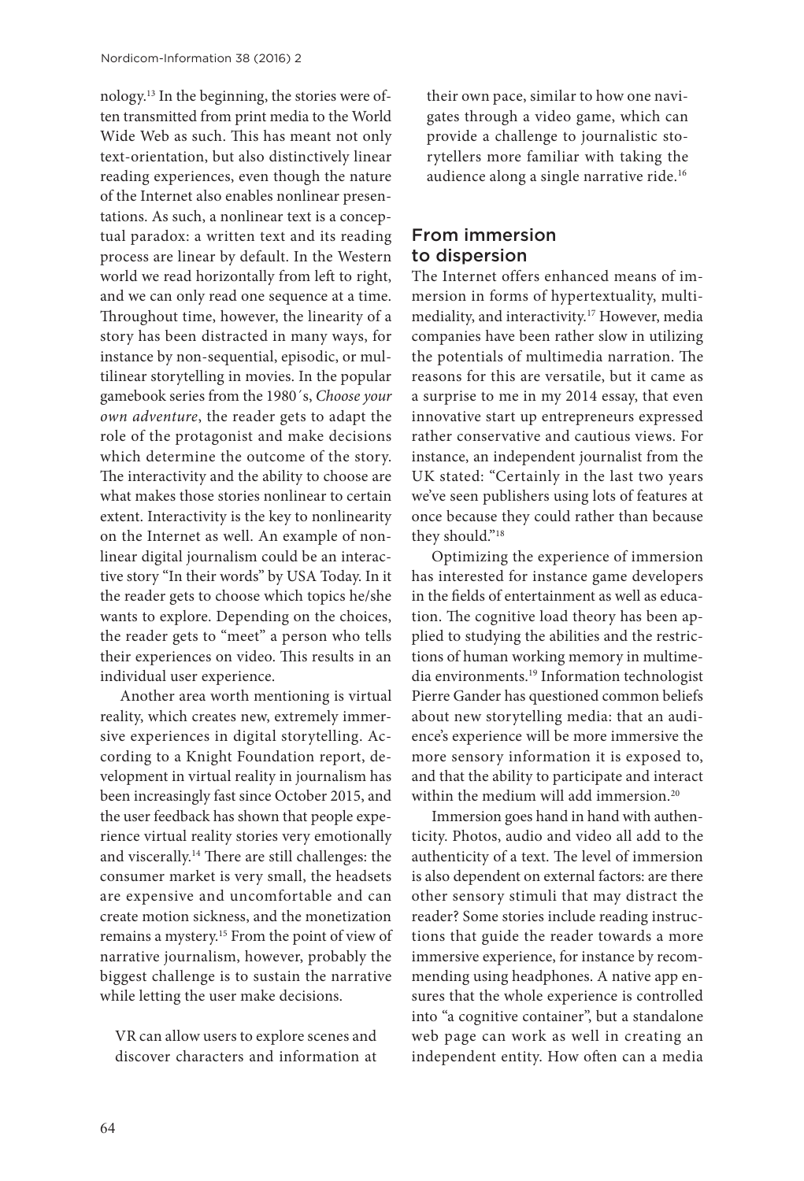nology.[13] In the beginning, the stories were often transmitted from print media to the World Wide Web as such. This has meant not only text-orientation, but also distinctively linear reading experiences, even though the nature of the Internet also enables nonlinear presentations. As such, a nonlinear text is a conceptual paradox: a written text and its reading process are linear by default. In the Western world we read horizontally from left to right, and we can only read one sequence at a time. Throughout time, however, the linearity of a story has been distracted in many ways, for instance by non-sequential, episodic, or multilinear storytelling in movies. In the popular gamebook series from the 1980´s, *Choose your own adventure*, the reader gets to adapt the role of the protagonist and make decisions which determine the outcome of the story. The interactivity and the ability to choose are what makes those stories nonlinear to certain extent. Interactivity is the key to nonlinearity on the Internet as well. An example of nonlinear digital journalism could be an interactive story "In their words" by USA Today. In it the reader gets to choose which topics he/she wants to explore. Depending on the choices, the reader gets to "meet" a person who tells their experiences on video. This results in an individual user experience.

Another area worth mentioning is virtual reality, which creates new, extremely immersive experiences in digital storytelling. According to a Knight Foundation report, development in virtual reality in journalism has been increasingly fast since October 2015, and the user feedback has shown that people experience virtual reality stories very emotionally and viscerally.[14] There are still challenges: the consumer market is very small, the headsets are expensive and uncomfortable and can create motion sickness, and the monetization remains a mystery.[15] From the point of view of narrative journalism, however, probably the biggest challenge is to sustain the narrative while letting the user make decisions.

> VR can allow users to explore scenes and discover characters and information at their own pace, similar to how one navigates through a video game, which can provide a challenge to journalistic storytellers more familiar with taking the audience along a single narrative ride.[16]

## From immersion to dispersion

The Internet offers enhanced means of immersion in forms of hypertextuality, multimediality, and interactivity.[17] However, media companies have been rather slow in utilizing the potentials of multimedia narration. The reasons for this are versatile, but it came as a surprise to me in my 2014 essay, that even innovative start up entrepreneurs expressed rather conservative and cautious views. For instance, an independent journalist from the UK stated: "Certainly in the last two years we've seen publishers using lots of features at once because they could rather than because they should."[18]

Optimizing the experience of immersion has interested for instance game developers in the fields of entertainment as well as education. The cognitive load theory has been applied to studying the abilities and the restrictions of human working memory in multimedia environments.[19] Information technologist Pierre Gander has questioned common beliefs about new storytelling media: that an audience's experience will be more immersive the more sensory information it is exposed to, and that the ability to participate and interact within the medium will add immersion.[20]

Immersion goes hand in hand with authenticity. Photos, audio and video all add to the authenticity of a text. The level of immersion is also dependent on external factors: are there other sensory stimuli that may distract the reader? Some stories include reading instructions that guide the reader towards a more immersive experience, for instance by recommending using headphones. A native app ensures that the whole experience is controlled into "a cognitive container", but a standalone web page can work as well in creating an independent entity. How often can a media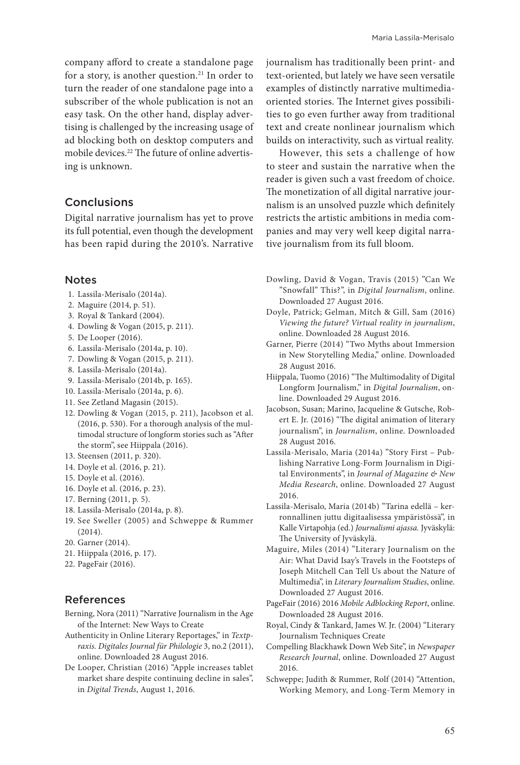company afford to create a standalone page for a story, is another question.[21] In order to turn the reader of one standalone page into a subscriber of the whole publication is not an easy task. On the other hand, display advertising is challenged by the increasing usage of ad blocking both on desktop computers and mobile devices.[22] The future of online advertising is unknown.

## Conclusions

Digital narrative journalism has yet to prove its full potential, even though the development has been rapid during the 2010's. Narrative journalism has traditionally been print- and text-oriented, but lately we have seen versatile examples of distinctly narrative multimedia-oriented stories. The Internet gives possibilities to go even further away from traditional text and create nonlinear journalism which builds on interactivity, such as virtual reality.

However, this sets a challenge of how to steer and sustain the narrative when the reader is given such a vast freedom of choice. The monetization of all digital narrative journalism is an unsolved puzzle which definitely restricts the artistic ambitions in media companies and may very well keep digital narrative journalism from its full bloom.

## Notes

1. Lassila-Merisalo (2014a).
2. Maguire (2014, p. 51).
3. Royal & Tankard (2004).
4. Dowling & Vogan (2015, p. 211).
5. De Looper (2016).
6. Lassila-Merisalo (2014a, p. 10).
7. Dowling & Vogan (2015, p. 211).
8. Lassila-Merisalo (2014a).
9. Lassila-Merisalo (2014b, p. 165).
10. Lassila-Merisalo (2014a, p. 6).
11. See Zetland Magasin (2015).
12. Dowling & Vogan (2015, p. 211), Jacobson et al. (2016, p. 530). For a thorough analysis of the multimodal structure of longform stories such as "After the storm", see Hiippala (2016).
13. Steensen (2011, p. 320).
14. Doyle et al. (2016, p. 21).
15. Doyle et al. (2016).
16. Doyle et al. (2016, p. 23).
17. Berning (2011, p. 5).
18. Lassila-Merisalo (2014a, p. 8).
19. See Sweller (2005) and Schweppe & Rummer (2014).
20. Garner (2014).
21. Hiippala (2016, p. 17).
22. PageFair (2016).

## References

Berning, Nora (2011) "Narrative Journalism in the Age of the Internet: New Ways to Create Authenticity in Online Literary Reportages," in *Textpraxis. Digitales Journal für Philologie* 3, no.2 (2011), online. Downloaded 28 August 2016.

De Looper, Christian (2016) "Apple increases tablet market share despite continuing decline in sales", in *Digital Trends*, August 1, 2016.

Dowling, David & Vogan, Travis (2015) "Can We "Snowfall" This?", in *Digital Journalism*, online. Downloaded 27 August 2016.

Doyle, Patrick; Gelman, Mitch & Gill, Sam (2016) *Viewing the future? Virtual reality in journalism*, online. Downloaded 28 August 2016.

Garner, Pierre (2014) "Two Myths about Immersion in New Storytelling Media," online. Downloaded 28 August 2016.

Hiippala, Tuomo (2016) "The Multimodality of Digital Longform Journalism," in *Digital Journalism*, online. Downloaded 29 August 2016.

Jacobson, Susan; Marino, Jacqueline & Gutsche, Robert E. Jr. (2016) "The digital animation of literary journalism", in *Journalism*, online. Downloaded 28 August 2016.

Lassila-Merisalo, Maria (2014a) "Story First – Publishing Narrative Long-Form Journalism in Digital Environments", in *Journal of Magazine & New Media Research*, online. Downloaded 27 August 2016.

Lassila-Merisalo, Maria (2014b) "Tarina edellä – kerronnallinen juttu digitaalisessa ympäristössä", in Kalle Virtapohja (ed.) *Journalismi ajassa.* Jyväskylä: The University of Jyväskylä.

Maguire, Miles (2014) "Literary Journalism on the Air: What David Isay's Travels in the Footsteps of Joseph Mitchell Can Tell Us about the Nature of Multimedia", in *Literary Journalism Studies*, online. Downloaded 27 August 2016.

PageFair (2016) 2016 *Mobile Adblocking Report*, online. Downloaded 28 August 2016.

Royal, Cindy & Tankard, James W. Jr. (2004) "Literary Journalism Techniques Create Compelling Blackhawk Down Web Site", in *Newspaper Research Journal*, online. Downloaded 27 August 2016.

Schweppe; Judith & Rummer, Rolf (2014) "Attention, Working Memory, and Long-Term Memory in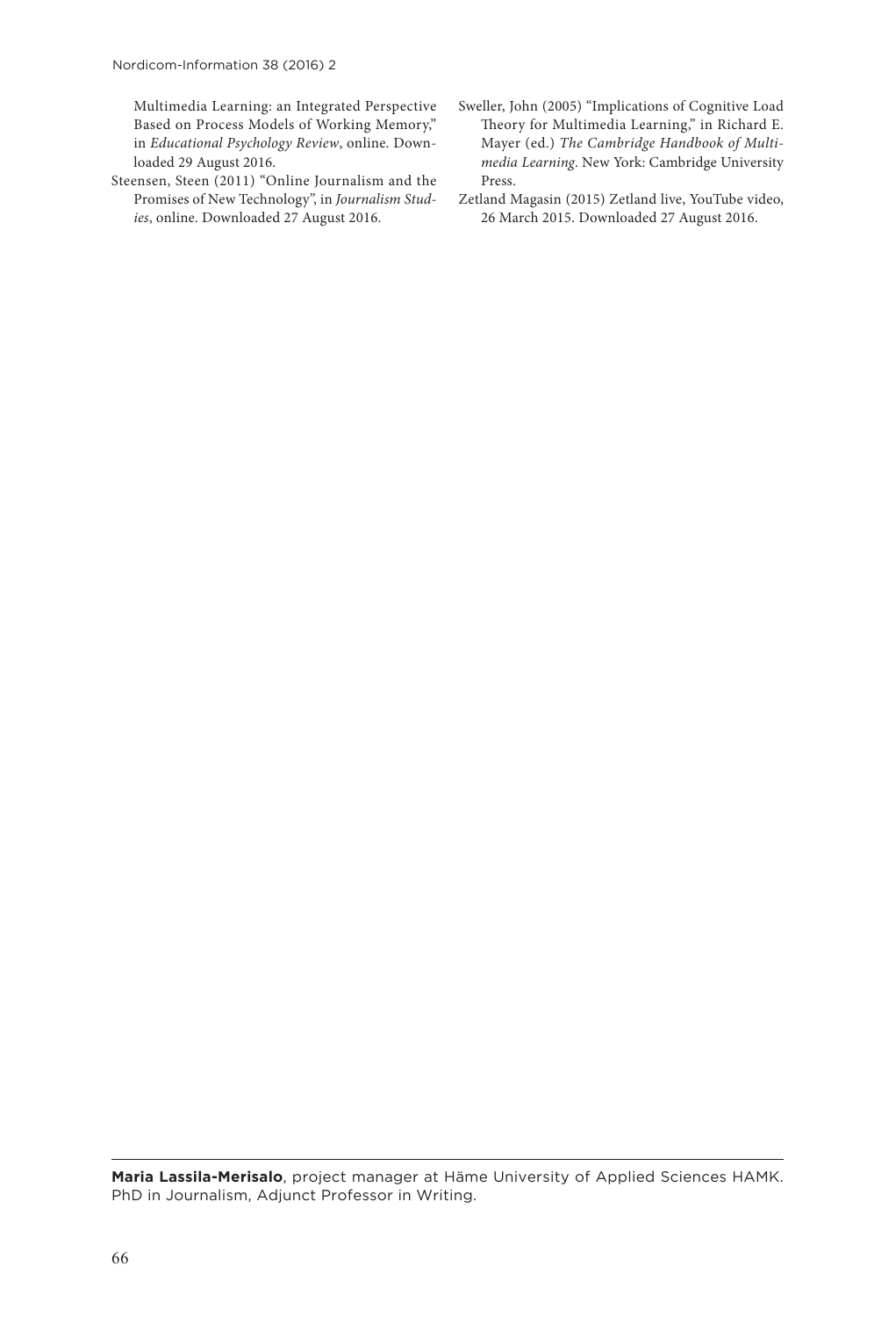Multimedia Learning: an Integrated Perspective Based on Process Models of Working Memory," in *Educational Psychology Review*, online. Downloaded 29 August 2016.

Steensen, Steen (2011) "Online Journalism and the Promises of New Technology", in *Journalism Studies*, online. Downloaded 27 August 2016.

Sweller, John (2005) "Implications of Cognitive Load Theory for Multimedia Learning," in Richard E. Mayer (ed.) *The Cambridge Handbook of Multimedia Learning*. New York: Cambridge University Press.

Zetland Magasin (2015) Zetland live, YouTube video, 26 March 2015. Downloaded 27 August 2016.

---

**Maria Lassila-Merisalo**, project manager at Häme University of Applied Sciences HAMK. PhD in Journalism, Adjunct Professor in Writing.